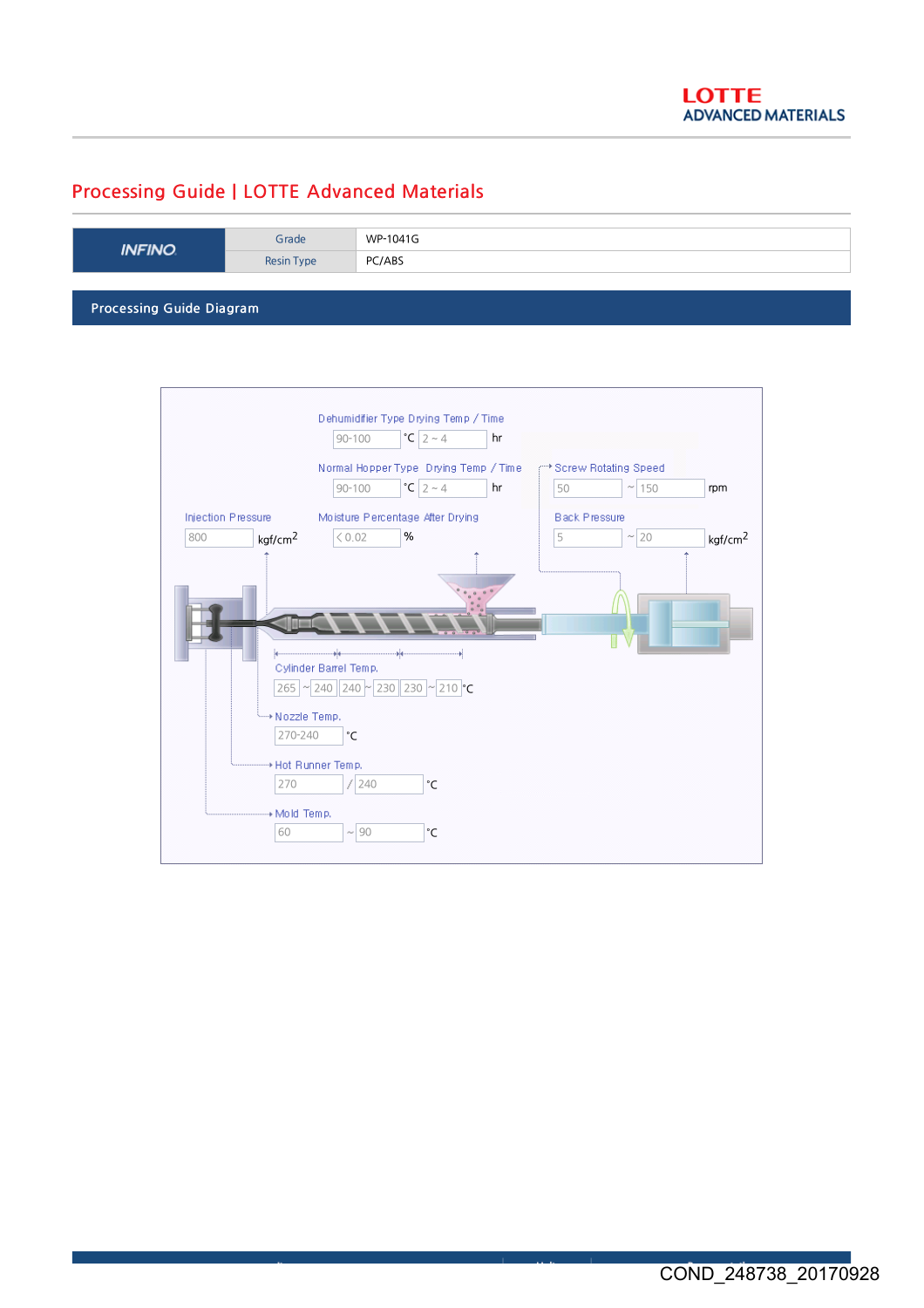# Processing Guide | LOTTE Advanced Materials

| INFINO | Grade | WP-1041G |
|---|---|---|
| | Resin Type | PC/ABS |

## Processing Guide Diagram

Dehumidifier Type Drying Temp / Time
90-100 °C 2 ~ 4 hr

Normal Hopper Type Drying Temp / Time
90-100 °C 2 ~ 4 hr

Screw Rotating Speed
50 ~ 150 rpm

Injection Pressure
800 kgf/cm$^2$

Moisture Percentage After Drying
< 0.02 %

Back Pressure
5 ~ 20 kgf/cm$^2$

Cylinder Barrel Temp.
265 ~ 240 | 240 ~ 230 | 230 ~ 210 °C

Nozzle Temp.
270-240 °C

Hot Runner Temp.
270 / 240 °C

Mold Temp.
60 ~ 90 °C

COND_248738_20170928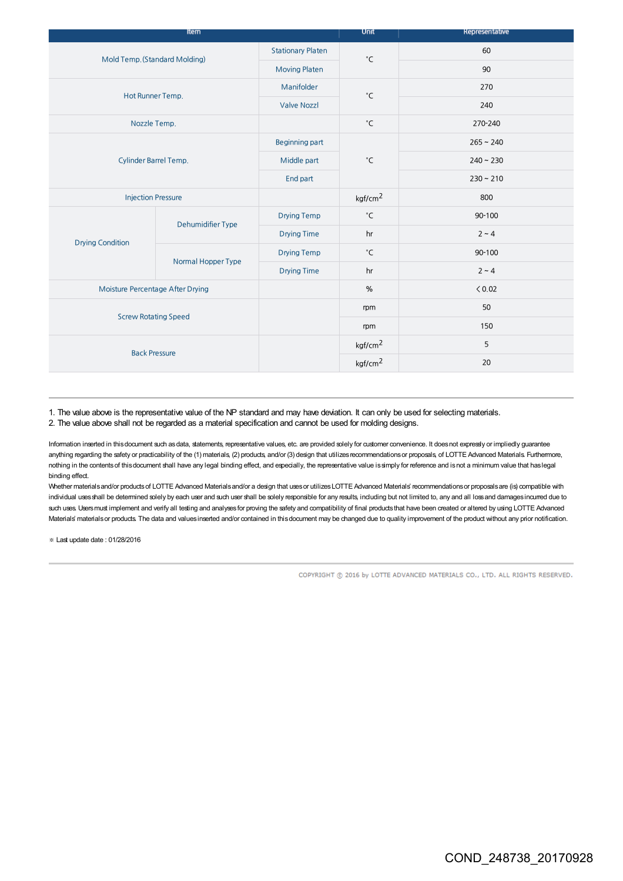| Item | | | Unit | Representative |
|---|---|---|---|---|
| Mold Temp.(Standard Molding) | | Stationary Platen | ˚C | 60 |
| | | Moving Platen | | 90 |
| Hot Runner Temp. | | Manifolder | ˚C | 270 |
| | | Valve Nozzl | | 240 |
| Nozzle Temp. | | | ˚C | 270-240 |
| Cylinder Barrel Temp. | | Beginning part | ˚C | 265 ~ 240 |
| | | Middle part | | 240 ~ 230 |
| | | End part | | 230 ~ 210 |
| Injection Pressure | | | $kgf/cm^2$ | 800 |
| Drying Condition | Dehumidifier Type | Drying Temp | ˚C | 90-100 |
| | | Drying Time | hr | 2 ~ 4 |
| | Normal Hopper Type | Drying Temp | ˚C | 90-100 |
| | | Drying Time | hr | 2 ~ 4 |
| Moisture Percentage After Drying | | | % | < 0.02 |
| Screw Rotating Speed | | | rpm | 50 |
| | | | rpm | 150 |
| Back Pressure | | | $kgf/cm^2$ | 5 |
| | | | $kgf/cm^2$ | 20 |

1. The value above is the representative value of the NP standard and may have deviation. It can only be used for selecting materials.
2. The value above shall not be regarded as a material specification and cannot be used for molding designs.

Information inserted in this document such as data, statements, representative values, etc. are provided solely for customer convenience. It does not expressly or impliedly guarantee anything regarding the safety or practicability of the (1) materials, (2) products, and/or (3) design that utilizes recommendations or proposals, of LOTTE Advanced Materials. Furthermore, nothing in the contents of this document shall have any legal binding effect, and especially, the representative value is simply for reference and is not a minimum value that has legal binding effect.
Whether materials and/or products of LOTTE Advanced Materials and/or a design that uses or utilizes LOTTE Advanced Materials' recommendations or proposals are (is) compatible with individual uses shall be determined solely by each user and such user shall be solely responsible for any results, including but not limited to, any and all loss and damages incurred due to such uses. Users must implement and verify all testing and analyses for proving the safety and compatibility of final products that have been created or altered by using LOTTE Advanced Materials' materials or products. The data and values inserted and/or contained in this document may be changed due to quality improvement of the product without any prior notification.

※ Last update date : 01/28/2016

COPYRIGHT ⓒ 2016 by LOTTE ADVANCED MATERIALS CO., LTD. ALL RIGHTS RESERVED.

COND_248738_20170928